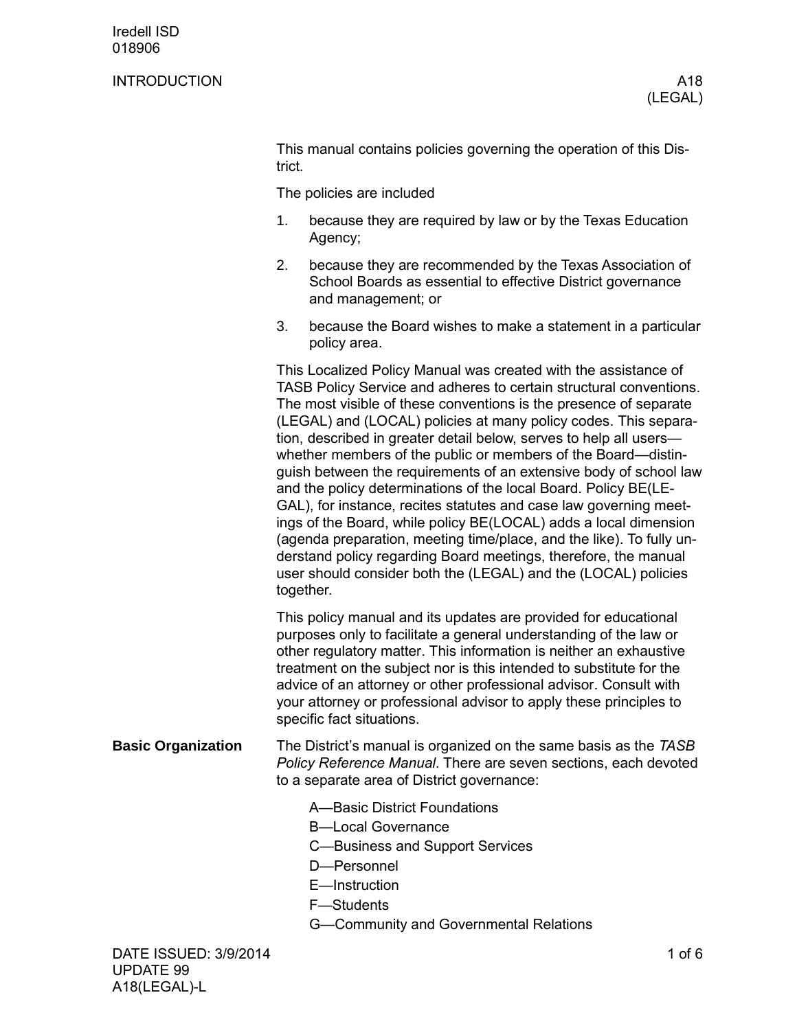Iredell ISD
018906

# INTRODUCTION — A18 (LEGAL)

This manual contains policies governing the operation of this District.

The policies are included

1. because they are required by law or by the Texas Education Agency;
2. because they are recommended by the Texas Association of School Boards as essential to effective District governance and management; or
3. because the Board wishes to make a statement in a particular policy area.

This Localized Policy Manual was created with the assistance of TASB Policy Service and adheres to certain structural conventions. The most visible of these conventions is the presence of separate (LEGAL) and (LOCAL) policies at many policy codes. This separation, described in greater detail below, serves to help all users—whether members of the public or members of the Board—distinguish between the requirements of an extensive body of school law and the policy determinations of the local Board. Policy BE(LEGAL), for instance, recites statutes and case law governing meetings of the Board, while policy BE(LOCAL) adds a local dimension (agenda preparation, meeting time/place, and the like). To fully understand policy regarding Board meetings, therefore, the manual user should consider both the (LEGAL) and the (LOCAL) policies together.

This policy manual and its updates are provided for educational purposes only to facilitate a general understanding of the law or other regulatory matter. This information is neither an exhaustive treatment on the subject nor is this intended to substitute for the advice of an attorney or other professional advisor. Consult with your attorney or professional advisor to apply these principles to specific fact situations.

## Basic Organization

The District's manual is organized on the same basis as the *TASB Policy Reference Manual*. There are seven sections, each devoted to a separate area of District governance:

A—Basic District Foundations
B—Local Governance
C—Business and Support Services
D—Personnel
E—Instruction
F—Students
G—Community and Governmental Relations

DATE ISSUED: 3/9/2014
UPDATE 99
A18(LEGAL)-L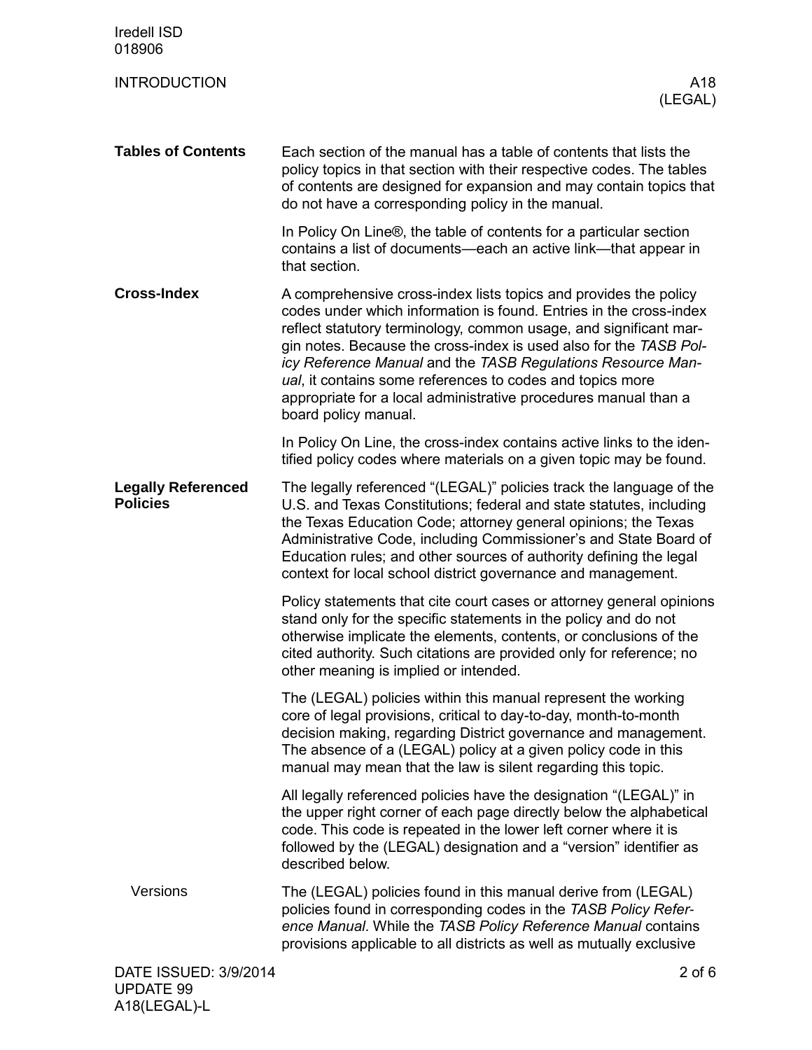## Tables of Contents

Each section of the manual has a table of contents that lists the policy topics in that section with their respective codes. The tables of contents are designed for expansion and may contain topics that do not have a corresponding policy in the manual.

In Policy On Line®, the table of contents for a particular section contains a list of documents—each an active link—that appear in that section.

## Cross-Index

A comprehensive cross-index lists topics and provides the policy codes under which information is found. Entries in the cross-index reflect statutory terminology, common usage, and significant margin notes. Because the cross-index is used also for the *TASB Policy Reference Manual* and the *TASB Regulations Resource Manual*, it contains some references to codes and topics more appropriate for a local administrative procedures manual than a board policy manual.

In Policy On Line, the cross-index contains active links to the identified policy codes where materials on a given topic may be found.

## Legally Referenced Policies

The legally referenced "(LEGAL)" policies track the language of the U.S. and Texas Constitutions; federal and state statutes, including the Texas Education Code; attorney general opinions; the Texas Administrative Code, including Commissioner's and State Board of Education rules; and other sources of authority defining the legal context for local school district governance and management.

Policy statements that cite court cases or attorney general opinions stand only for the specific statements in the policy and do not otherwise implicate the elements, contents, or conclusions of the cited authority. Such citations are provided only for reference; no other meaning is implied or intended.

The (LEGAL) policies within this manual represent the working core of legal provisions, critical to day-to-day, month-to-month decision making, regarding District governance and management. The absence of a (LEGAL) policy at a given policy code in this manual may mean that the law is silent regarding this topic.

All legally referenced policies have the designation "(LEGAL)" in the upper right corner of each page directly below the alphabetical code. This code is repeated in the lower left corner where it is followed by the (LEGAL) designation and a "version" identifier as described below.

### Versions

The (LEGAL) policies found in this manual derive from (LEGAL) policies found in corresponding codes in the *TASB Policy Reference Manual*. While the *TASB Policy Reference Manual* contains provisions applicable to all districts as well as mutually exclusive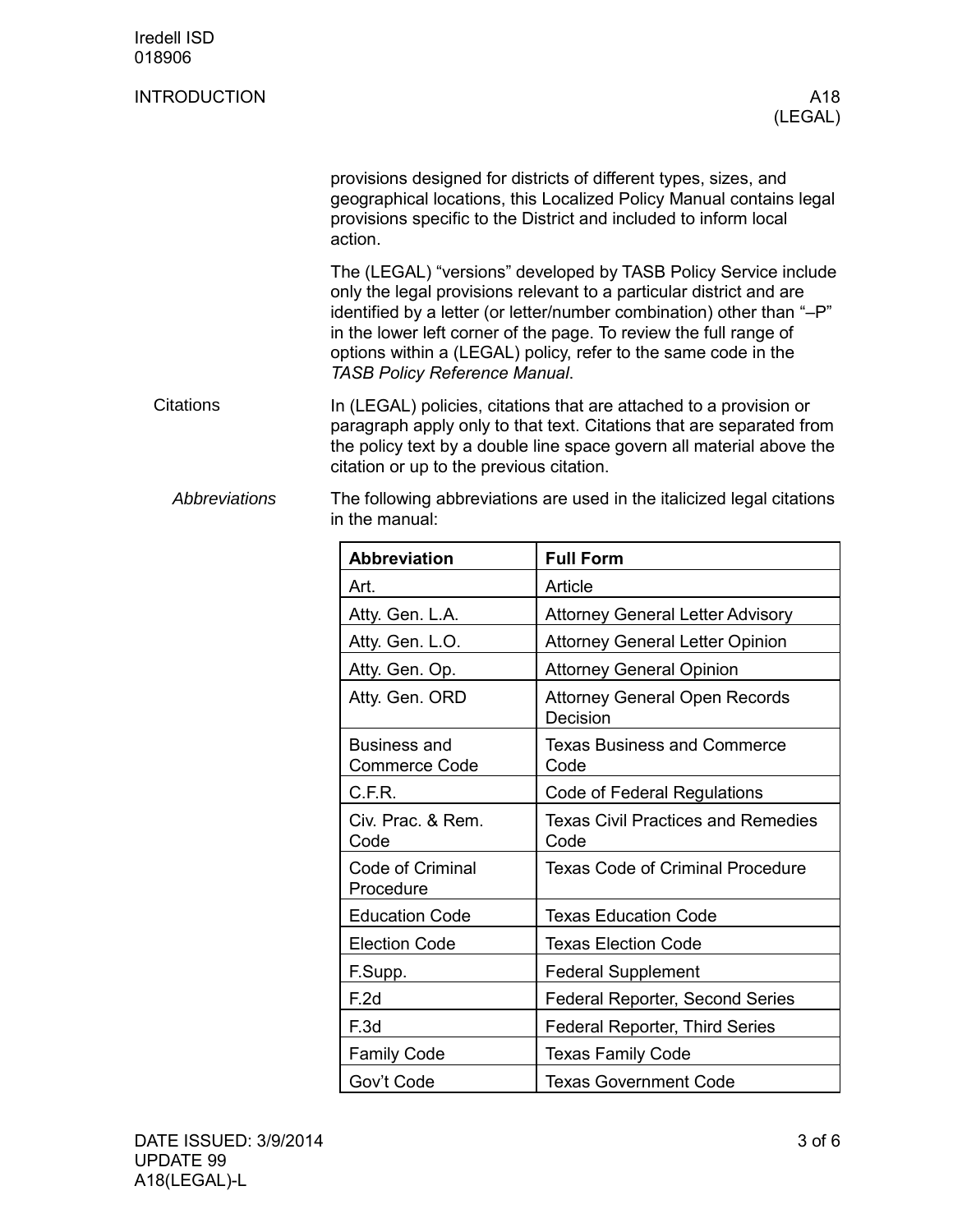provisions designed for districts of different types, sizes, and geographical locations, this Localized Policy Manual contains legal provisions specific to the District and included to inform local action.

The (LEGAL) "versions" developed by TASB Policy Service include only the legal provisions relevant to a particular district and are identified by a letter (or letter/number combination) other than "–P" in the lower left corner of the page. To review the full range of options within a (LEGAL) policy, refer to the same code in the *TASB Policy Reference Manual*.

## Citations

In (LEGAL) policies, citations that are attached to a provision or paragraph apply only to that text. Citations that are separated from the policy text by a double line space govern all material above the citation or up to the previous citation.

### *Abbreviations*

The following abbreviations are used in the italicized legal citations in the manual:

| Abbreviation | Full Form |
|---|---|
| Art. | Article |
| Atty. Gen. L.A. | Attorney General Letter Advisory |
| Atty. Gen. L.O. | Attorney General Letter Opinion |
| Atty. Gen. Op. | Attorney General Opinion |
| Atty. Gen. ORD | Attorney General Open Records Decision |
| Business and Commerce Code | Texas Business and Commerce Code |
| C.F.R. | Code of Federal Regulations |
| Civ. Prac. & Rem. Code | Texas Civil Practices and Remedies Code |
| Code of Criminal Procedure | Texas Code of Criminal Procedure |
| Education Code | Texas Education Code |
| Election Code | Texas Election Code |
| F.Supp. | Federal Supplement |
| F.2d | Federal Reporter, Second Series |
| F.3d | Federal Reporter, Third Series |
| Family Code | Texas Family Code |
| Gov't Code | Texas Government Code |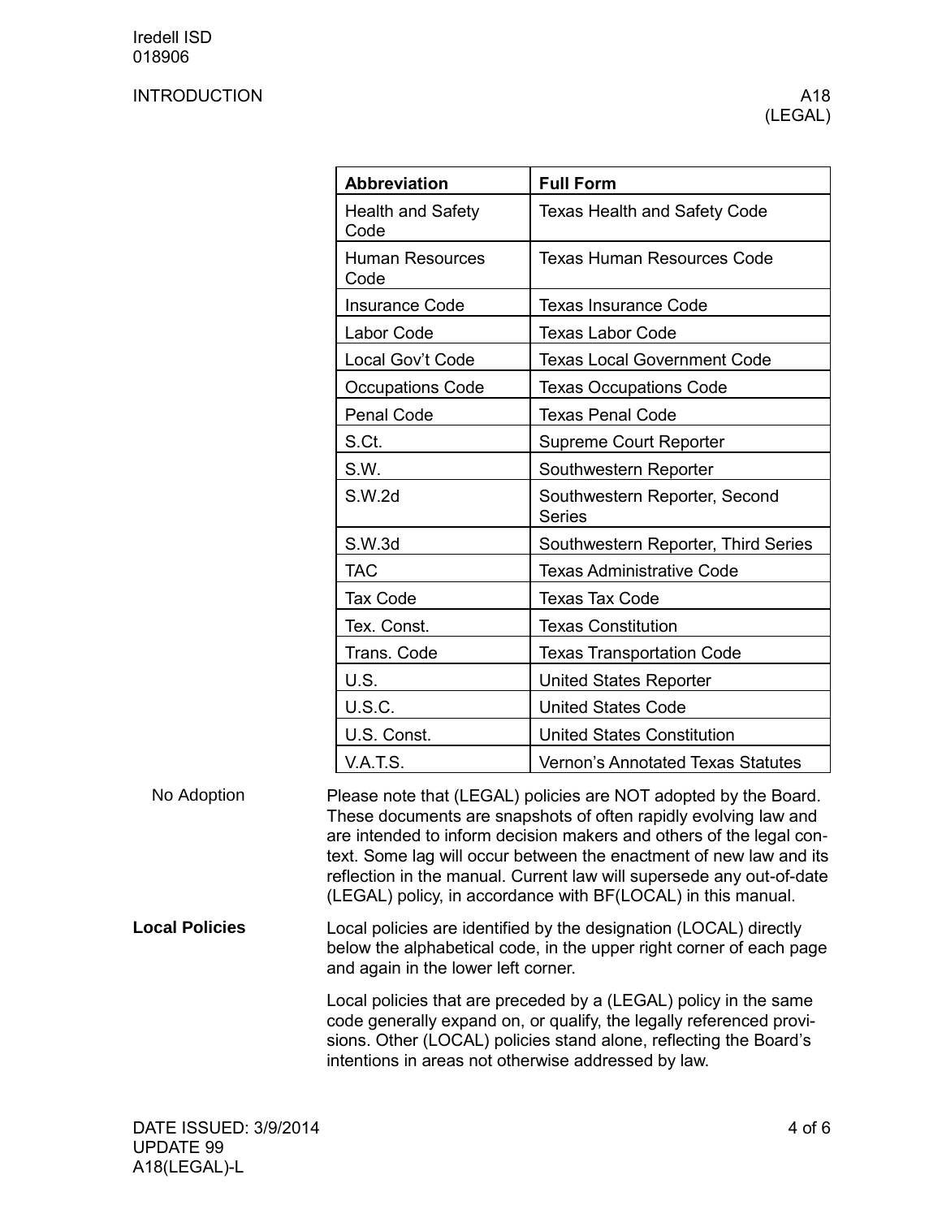| Abbreviation | Full Form |
|---|---|
| Health and Safety Code | Texas Health and Safety Code |
| Human Resources Code | Texas Human Resources Code |
| Insurance Code | Texas Insurance Code |
| Labor Code | Texas Labor Code |
| Local Gov't Code | Texas Local Government Code |
| Occupations Code | Texas Occupations Code |
| Penal Code | Texas Penal Code |
| S.Ct. | Supreme Court Reporter |
| S.W. | Southwestern Reporter |
| S.W.2d | Southwestern Reporter, Second Series |
| S.W.3d | Southwestern Reporter, Third Series |
| TAC | Texas Administrative Code |
| Tax Code | Texas Tax Code |
| Tex. Const. | Texas Constitution |
| Trans. Code | Texas Transportation Code |
| U.S. | United States Reporter |
| U.S.C. | United States Code |
| U.S. Const. | United States Constitution |
| V.A.T.S. | Vernon's Annotated Texas Statutes |

No Adoption

Please note that (LEGAL) policies are NOT adopted by the Board. These documents are snapshots of often rapidly evolving law and are intended to inform decision makers and others of the legal context. Some lag will occur between the enactment of new law and its reflection in the manual. Current law will supersede any out-of-date (LEGAL) policy, in accordance with BF(LOCAL) in this manual.

**Local Policies**

Local policies are identified by the designation (LOCAL) directly below the alphabetical code, in the upper right corner of each page and again in the lower left corner.

Local policies that are preceded by a (LEGAL) policy in the same code generally expand on, or qualify, the legally referenced provisions. Other (LOCAL) policies stand alone, reflecting the Board's intentions in areas not otherwise addressed by law.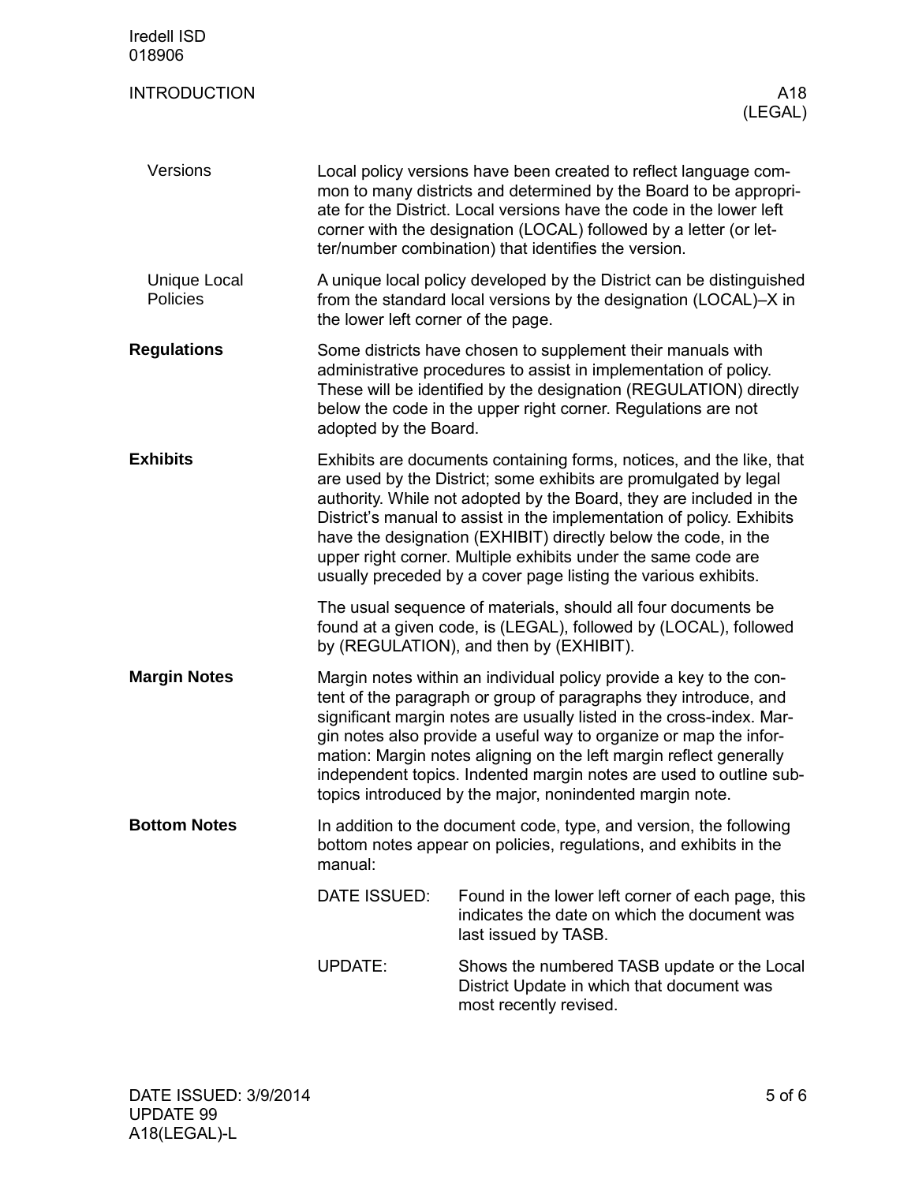### Versions

Local policy versions have been created to reflect language common to many districts and determined by the Board to be appropriate for the District. Local versions have the code in the lower left corner with the designation (LOCAL) followed by a letter (or letter/number combination) that identifies the version.

### Unique Local Policies

A unique local policy developed by the District can be distinguished from the standard local versions by the designation (LOCAL)–X in the lower left corner of the page.

## Regulations

Some districts have chosen to supplement their manuals with administrative procedures to assist in implementation of policy. These will be identified by the designation (REGULATION) directly below the code in the upper right corner. Regulations are not adopted by the Board.

## Exhibits

Exhibits are documents containing forms, notices, and the like, that are used by the District; some exhibits are promulgated by legal authority. While not adopted by the Board, they are included in the District's manual to assist in the implementation of policy. Exhibits have the designation (EXHIBIT) directly below the code, in the upper right corner. Multiple exhibits under the same code are usually preceded by a cover page listing the various exhibits.

The usual sequence of materials, should all four documents be found at a given code, is (LEGAL), followed by (LOCAL), followed by (REGULATION), and then by (EXHIBIT).

## Margin Notes

Margin notes within an individual policy provide a key to the content of the paragraph or group of paragraphs they introduce, and significant margin notes are usually listed in the cross-index. Margin notes also provide a useful way to organize or map the information: Margin notes aligning on the left margin reflect generally independent topics. Indented margin notes are used to outline subtopics introduced by the major, nonindented margin note.

## Bottom Notes

In addition to the document code, type, and version, the following bottom notes appear on policies, regulations, and exhibits in the manual:

| | |
|---|---|
| DATE ISSUED: | Found in the lower left corner of each page, this indicates the date on which the document was last issued by TASB. |
| UPDATE: | Shows the numbered TASB update or the Local District Update in which that document was most recently revised. |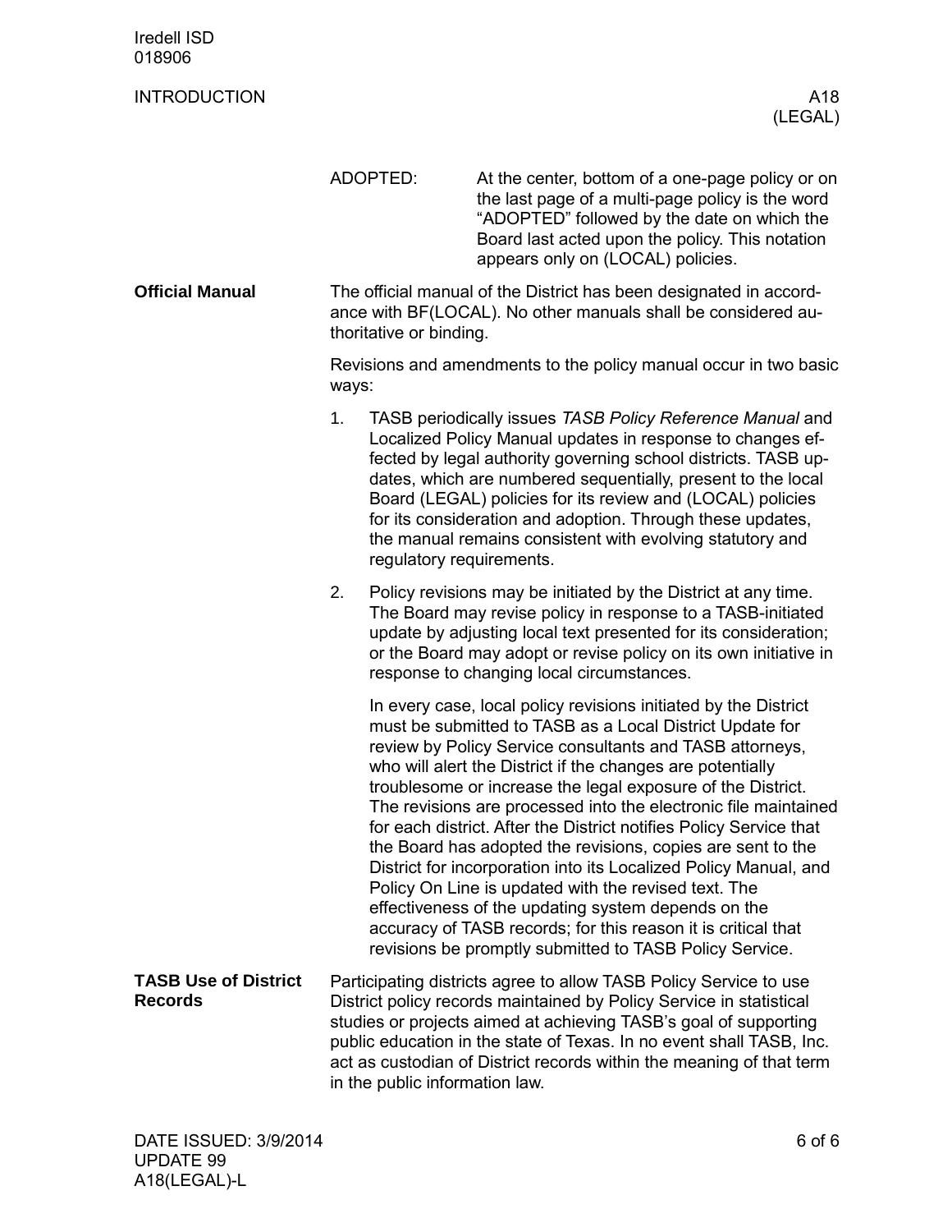ADOPTED: At the center, bottom of a one-page policy or on the last page of a multi-page policy is the word "ADOPTED" followed by the date on which the Board last acted upon the policy. This notation appears only on (LOCAL) policies.

## Official Manual

The official manual of the District has been designated in accordance with BF(LOCAL). No other manuals shall be considered authoritative or binding.

Revisions and amendments to the policy manual occur in two basic ways:

1. TASB periodically issues *TASB Policy Reference Manual* and Localized Policy Manual updates in response to changes effected by legal authority governing school districts. TASB updates, which are numbered sequentially, present to the local Board (LEGAL) policies for its review and (LOCAL) policies for its consideration and adoption. Through these updates, the manual remains consistent with evolving statutory and regulatory requirements.
2. Policy revisions may be initiated by the District at any time. The Board may revise policy in response to a TASB-initiated update by adjusting local text presented for its consideration; or the Board may adopt or revise policy on its own initiative in response to changing local circumstances.

   In every case, local policy revisions initiated by the District must be submitted to TASB as a Local District Update for review by Policy Service consultants and TASB attorneys, who will alert the District if the changes are potentially troublesome or increase the legal exposure of the District. The revisions are processed into the electronic file maintained for each district. After the District notifies Policy Service that the Board has adopted the revisions, copies are sent to the District for incorporation into its Localized Policy Manual, and Policy On Line is updated with the revised text. The effectiveness of the updating system depends on the accuracy of TASB records; for this reason it is critical that revisions be promptly submitted to TASB Policy Service.

## TASB Use of District Records

Participating districts agree to allow TASB Policy Service to use District policy records maintained by Policy Service in statistical studies or projects aimed at achieving TASB's goal of supporting public education in the state of Texas. In no event shall TASB, Inc. act as custodian of District records within the meaning of that term in the public information law.